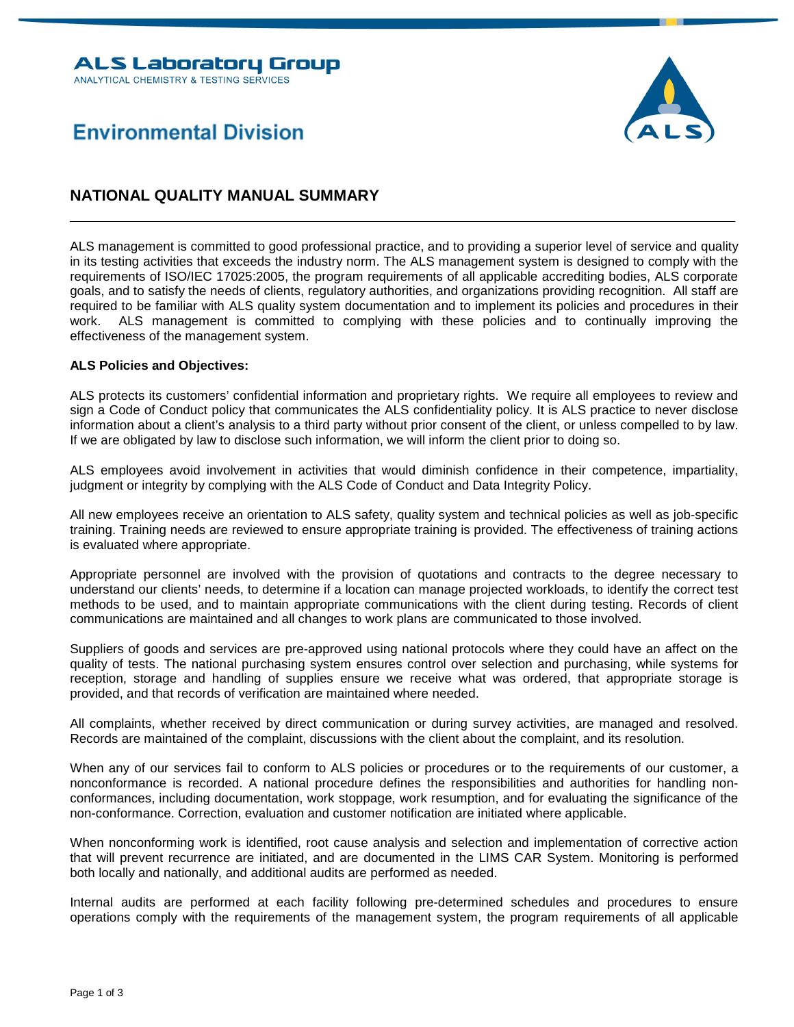**ALS Laboratory Group**
ANALYTICAL CHEMISTRY & TESTING SERVICES

**Environmental Division**

# NATIONAL QUALITY MANUAL SUMMARY

ALS management is committed to good professional practice, and to providing a superior level of service and quality in its testing activities that exceeds the industry norm. The ALS management system is designed to comply with the requirements of ISO/IEC 17025:2005, the program requirements of all applicable accrediting bodies, ALS corporate goals, and to satisfy the needs of clients, regulatory authorities, and organizations providing recognition. All staff are required to be familiar with ALS quality system documentation and to implement its policies and procedures in their work. ALS management is committed to complying with these policies and to continually improving the effectiveness of the management system.

**ALS Policies and Objectives:**

ALS protects its customers' confidential information and proprietary rights. We require all employees to review and sign a Code of Conduct policy that communicates the ALS confidentiality policy. It is ALS practice to never disclose information about a client's analysis to a third party without prior consent of the client, or unless compelled to by law. If we are obligated by law to disclose such information, we will inform the client prior to doing so.

ALS employees avoid involvement in activities that would diminish confidence in their competence, impartiality, judgment or integrity by complying with the ALS Code of Conduct and Data Integrity Policy.

All new employees receive an orientation to ALS safety, quality system and technical policies as well as job-specific training. Training needs are reviewed to ensure appropriate training is provided. The effectiveness of training actions is evaluated where appropriate.

Appropriate personnel are involved with the provision of quotations and contracts to the degree necessary to understand our clients' needs, to determine if a location can manage projected workloads, to identify the correct test methods to be used, and to maintain appropriate communications with the client during testing. Records of client communications are maintained and all changes to work plans are communicated to those involved.

Suppliers of goods and services are pre-approved using national protocols where they could have an affect on the quality of tests. The national purchasing system ensures control over selection and purchasing, while systems for reception, storage and handling of supplies ensure we receive what was ordered, that appropriate storage is provided, and that records of verification are maintained where needed.

All complaints, whether received by direct communication or during survey activities, are managed and resolved. Records are maintained of the complaint, discussions with the client about the complaint, and its resolution.

When any of our services fail to conform to ALS policies or procedures or to the requirements of our customer, a nonconformance is recorded. A national procedure defines the responsibilities and authorities for handling non-conformances, including documentation, work stoppage, work resumption, and for evaluating the significance of the non-conformance. Correction, evaluation and customer notification are initiated where applicable.

When nonconforming work is identified, root cause analysis and selection and implementation of corrective action that will prevent recurrence are initiated, and are documented in the LIMS CAR System. Monitoring is performed both locally and nationally, and additional audits are performed as needed.

Internal audits are performed at each facility following pre-determined schedules and procedures to ensure operations comply with the requirements of the management system, the program requirements of all applicable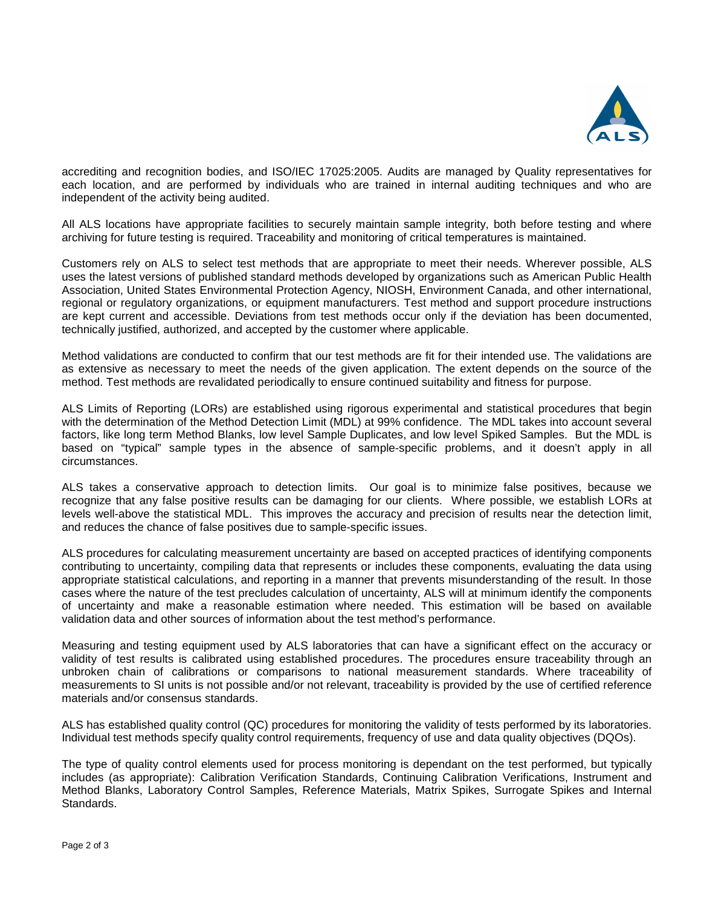accrediting and recognition bodies, and ISO/IEC 17025:2005. Audits are managed by Quality representatives for each location, and are performed by individuals who are trained in internal auditing techniques and who are independent of the activity being audited.

All ALS locations have appropriate facilities to securely maintain sample integrity, both before testing and where archiving for future testing is required. Traceability and monitoring of critical temperatures is maintained.

Customers rely on ALS to select test methods that are appropriate to meet their needs. Wherever possible, ALS uses the latest versions of published standard methods developed by organizations such as American Public Health Association, United States Environmental Protection Agency, NIOSH, Environment Canada, and other international, regional or regulatory organizations, or equipment manufacturers. Test method and support procedure instructions are kept current and accessible. Deviations from test methods occur only if the deviation has been documented, technically justified, authorized, and accepted by the customer where applicable.

Method validations are conducted to confirm that our test methods are fit for their intended use. The validations are as extensive as necessary to meet the needs of the given application. The extent depends on the source of the method. Test methods are revalidated periodically to ensure continued suitability and fitness for purpose.

ALS Limits of Reporting (LORs) are established using rigorous experimental and statistical procedures that begin with the determination of the Method Detection Limit (MDL) at 99% confidence. The MDL takes into account several factors, like long term Method Blanks, low level Sample Duplicates, and low level Spiked Samples. But the MDL is based on "typical" sample types in the absence of sample-specific problems, and it doesn't apply in all circumstances.

ALS takes a conservative approach to detection limits. Our goal is to minimize false positives, because we recognize that any false positive results can be damaging for our clients. Where possible, we establish LORs at levels well-above the statistical MDL. This improves the accuracy and precision of results near the detection limit, and reduces the chance of false positives due to sample-specific issues.

ALS procedures for calculating measurement uncertainty are based on accepted practices of identifying components contributing to uncertainty, compiling data that represents or includes these components, evaluating the data using appropriate statistical calculations, and reporting in a manner that prevents misunderstanding of the result. In those cases where the nature of the test precludes calculation of uncertainty, ALS will at minimum identify the components of uncertainty and make a reasonable estimation where needed. This estimation will be based on available validation data and other sources of information about the test method's performance.

Measuring and testing equipment used by ALS laboratories that can have a significant effect on the accuracy or validity of test results is calibrated using established procedures. The procedures ensure traceability through an unbroken chain of calibrations or comparisons to national measurement standards. Where traceability of measurements to SI units is not possible and/or not relevant, traceability is provided by the use of certified reference materials and/or consensus standards.

ALS has established quality control (QC) procedures for monitoring the validity of tests performed by its laboratories. Individual test methods specify quality control requirements, frequency of use and data quality objectives (DQOs).

The type of quality control elements used for process monitoring is dependant on the test performed, but typically includes (as appropriate): Calibration Verification Standards, Continuing Calibration Verifications, Instrument and Method Blanks, Laboratory Control Samples, Reference Materials, Matrix Spikes, Surrogate Spikes and Internal Standards.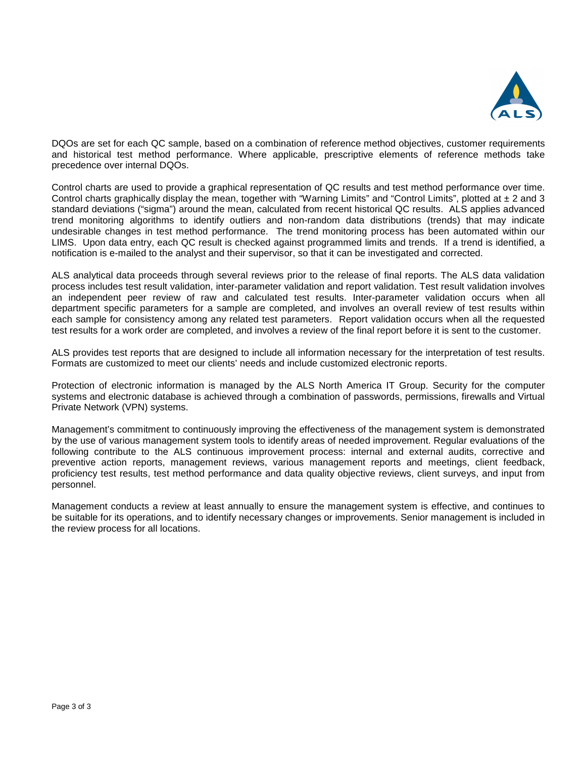DQOs are set for each QC sample, based on a combination of reference method objectives, customer requirements and historical test method performance. Where applicable, prescriptive elements of reference methods take precedence over internal DQOs.

Control charts are used to provide a graphical representation of QC results and test method performance over time. Control charts graphically display the mean, together with "Warning Limits" and "Control Limits", plotted at ± 2 and 3 standard deviations ("sigma") around the mean, calculated from recent historical QC results. ALS applies advanced trend monitoring algorithms to identify outliers and non-random data distributions (trends) that may indicate undesirable changes in test method performance. The trend monitoring process has been automated within our LIMS. Upon data entry, each QC result is checked against programmed limits and trends. If a trend is identified, a notification is e-mailed to the analyst and their supervisor, so that it can be investigated and corrected.

ALS analytical data proceeds through several reviews prior to the release of final reports. The ALS data validation process includes test result validation, inter-parameter validation and report validation. Test result validation involves an independent peer review of raw and calculated test results. Inter-parameter validation occurs when all department specific parameters for a sample are completed, and involves an overall review of test results within each sample for consistency among any related test parameters. Report validation occurs when all the requested test results for a work order are completed, and involves a review of the final report before it is sent to the customer.

ALS provides test reports that are designed to include all information necessary for the interpretation of test results. Formats are customized to meet our clients' needs and include customized electronic reports.

Protection of electronic information is managed by the ALS North America IT Group. Security for the computer systems and electronic database is achieved through a combination of passwords, permissions, firewalls and Virtual Private Network (VPN) systems.

Management's commitment to continuously improving the effectiveness of the management system is demonstrated by the use of various management system tools to identify areas of needed improvement. Regular evaluations of the following contribute to the ALS continuous improvement process: internal and external audits, corrective and preventive action reports, management reviews, various management reports and meetings, client feedback, proficiency test results, test method performance and data quality objective reviews, client surveys, and input from personnel.

Management conducts a review at least annually to ensure the management system is effective, and continues to be suitable for its operations, and to identify necessary changes or improvements. Senior management is included in the review process for all locations.